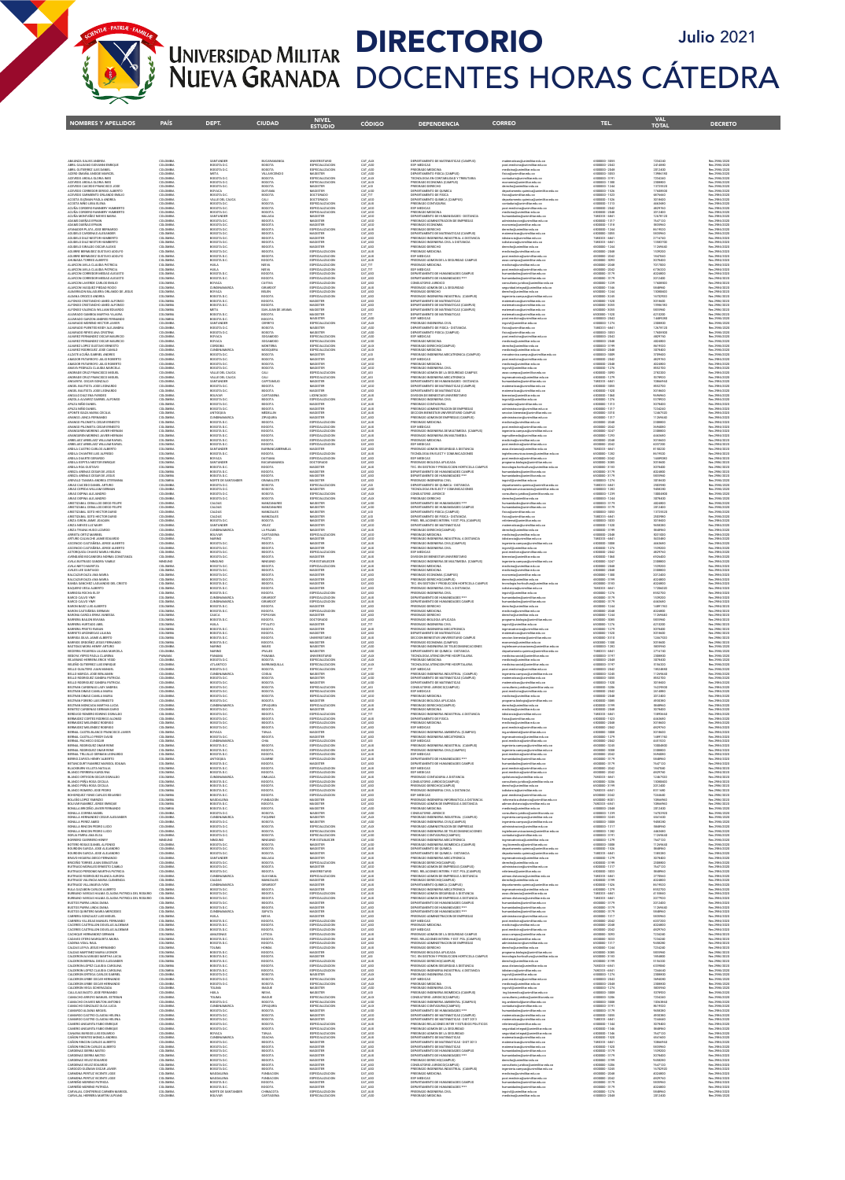# Universidad Militar Nueva Granada

# DIRECTORIO DOCENTES HORAS CÁTEDRA

Julio 2021

| NOMBRES Y APELLIDOS | PAÍS | DEPT. | CIUDAD | NIVEL ESTUDIO | CÓDIGO | DEPENDENCIA | CORREO | TEL. | VAL TOTAL | DECRETO |
|---|---|---|---|---|---|---|---|---|---|---|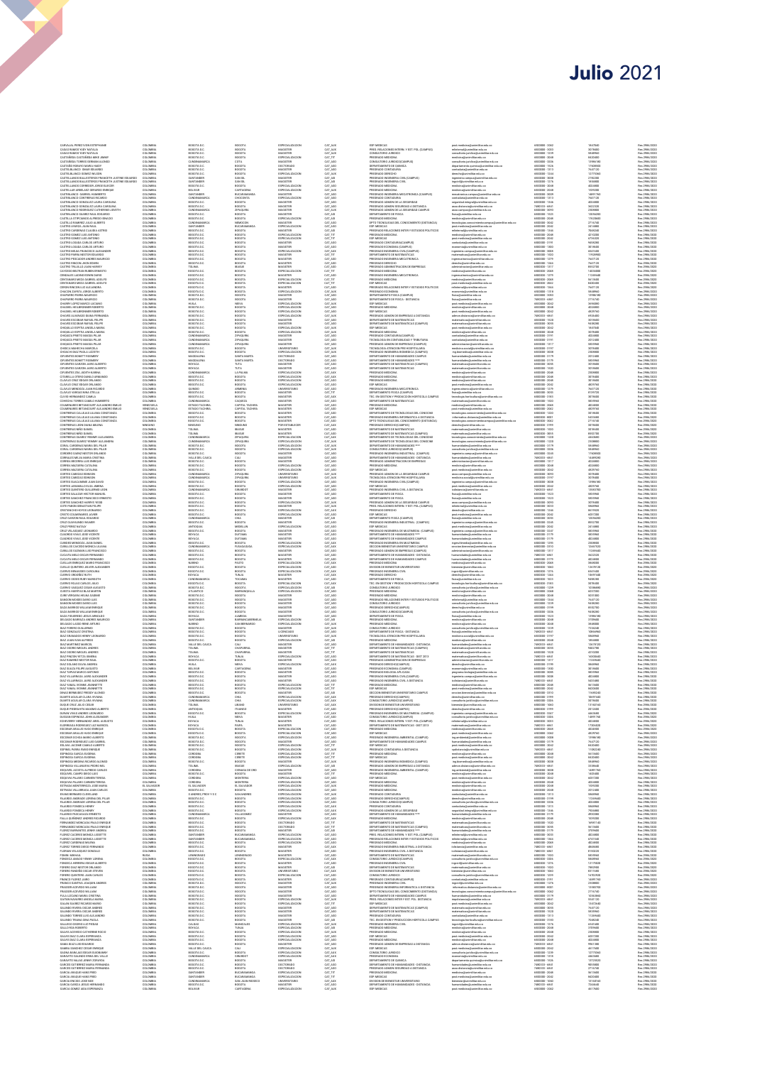# Julio 2021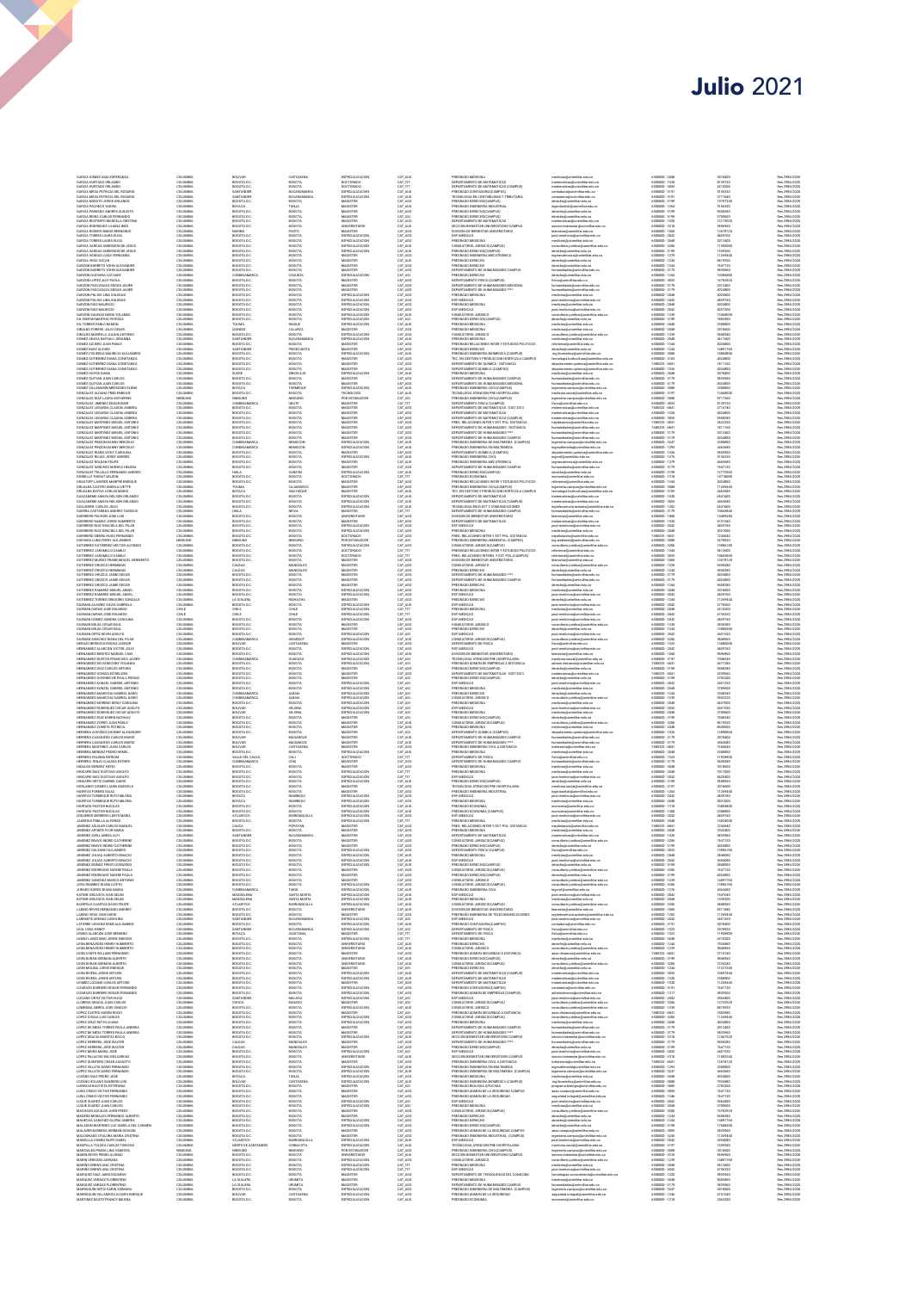# Julio 2021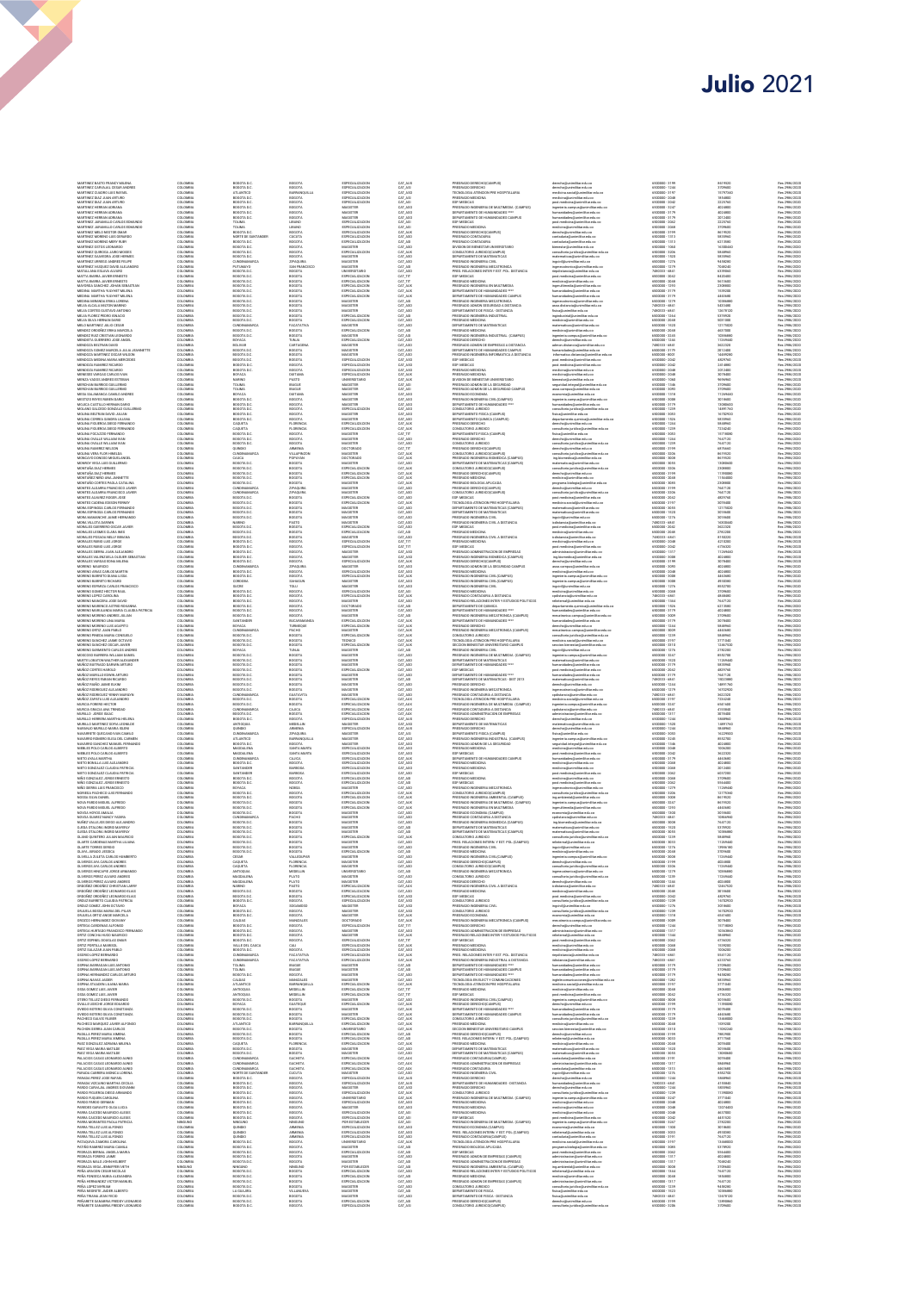# Julio 2021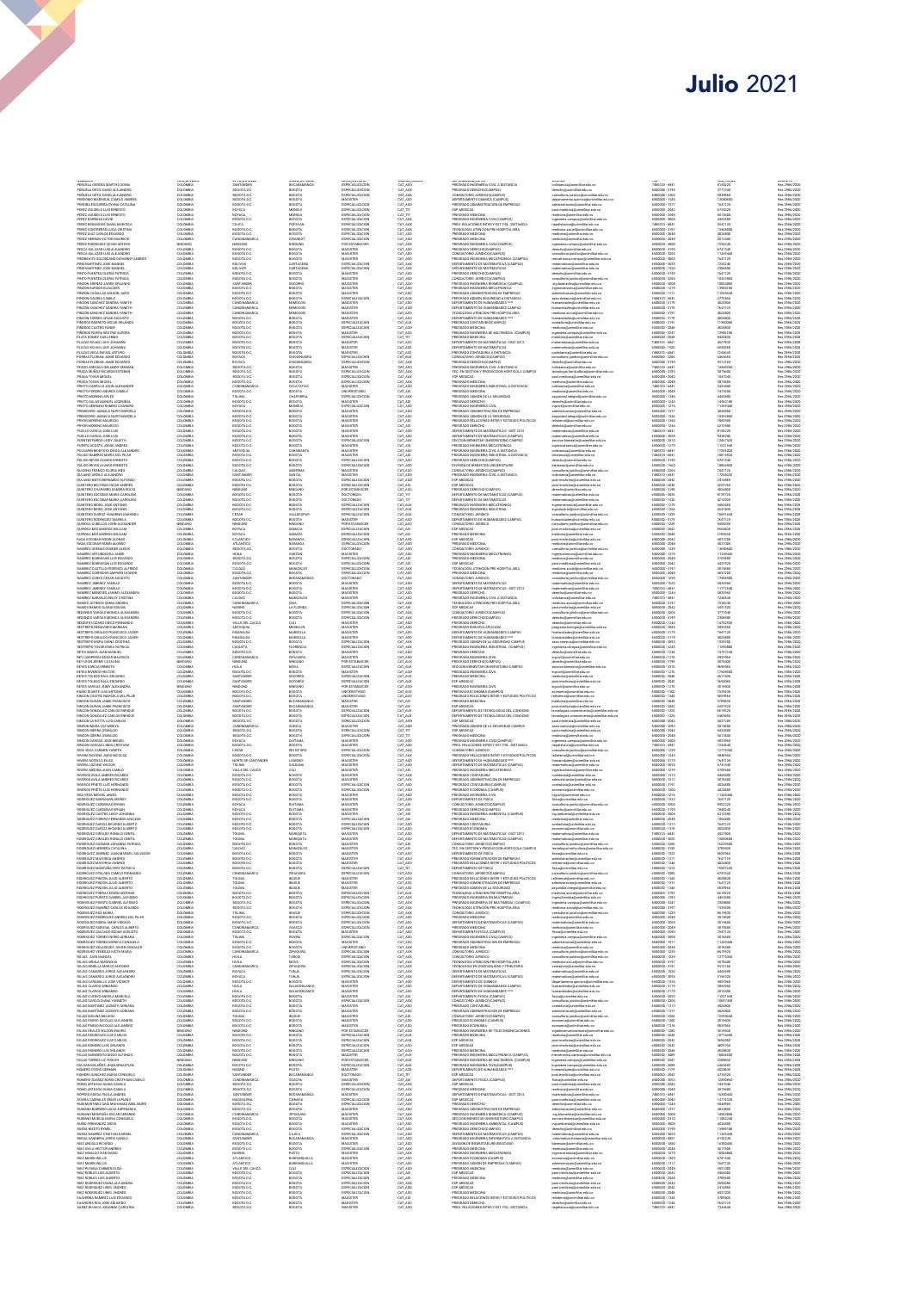# Julio 2021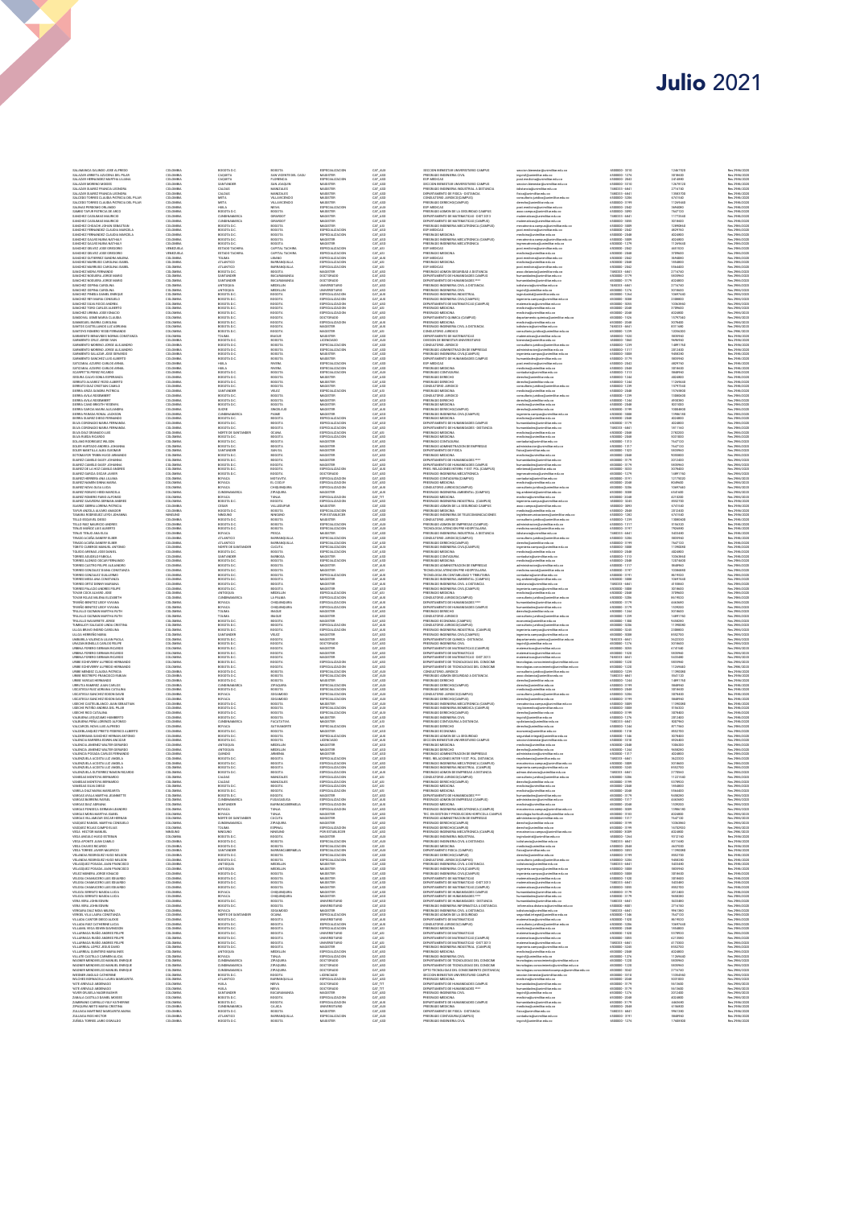# Julio 2021